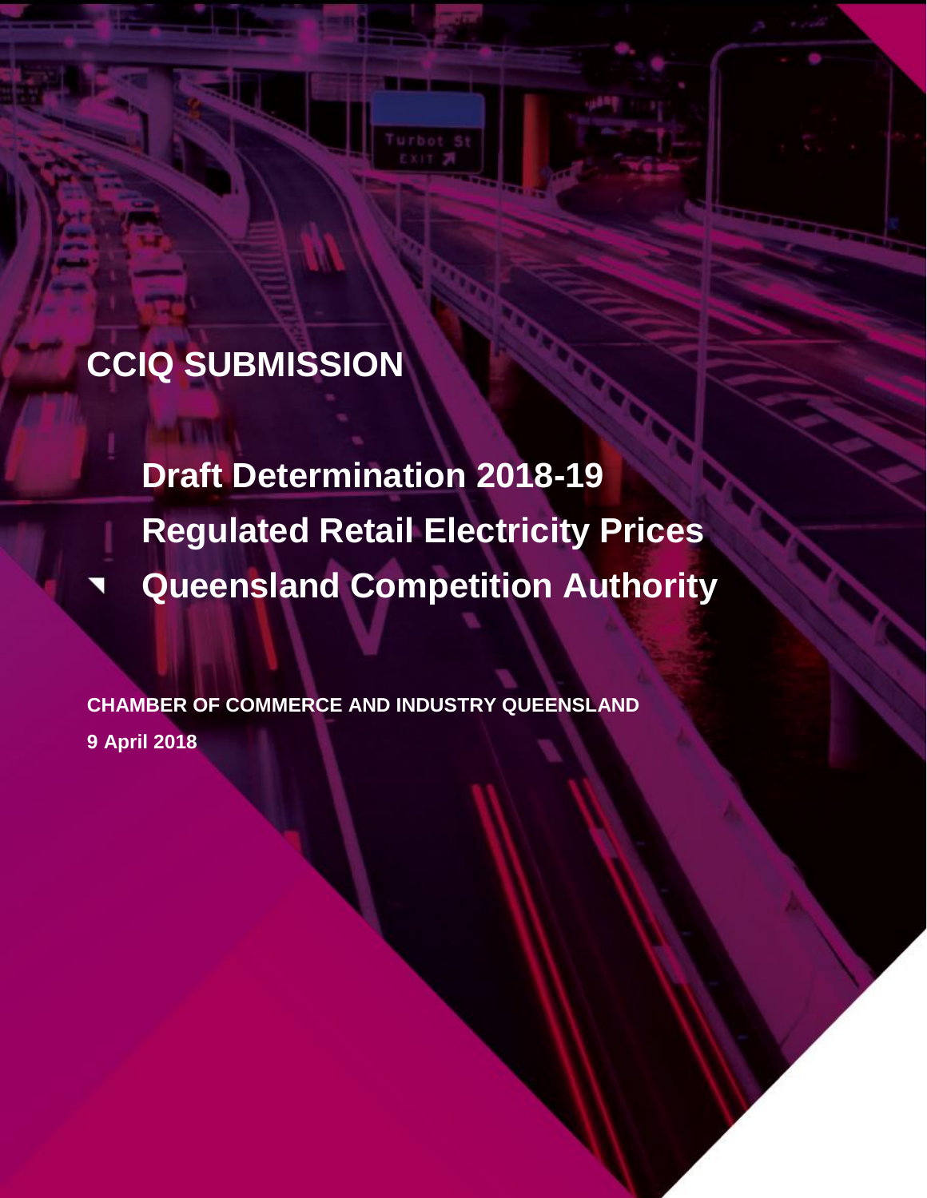# CCIQ SUBMISSION

## Draft Determination 2018-19
## Regulated Retail Electricity Prices
## Queensland Competition Authority

**CHAMBER OF COMMERCE AND INDUSTRY QUEENSLAND**

**9 April 2018**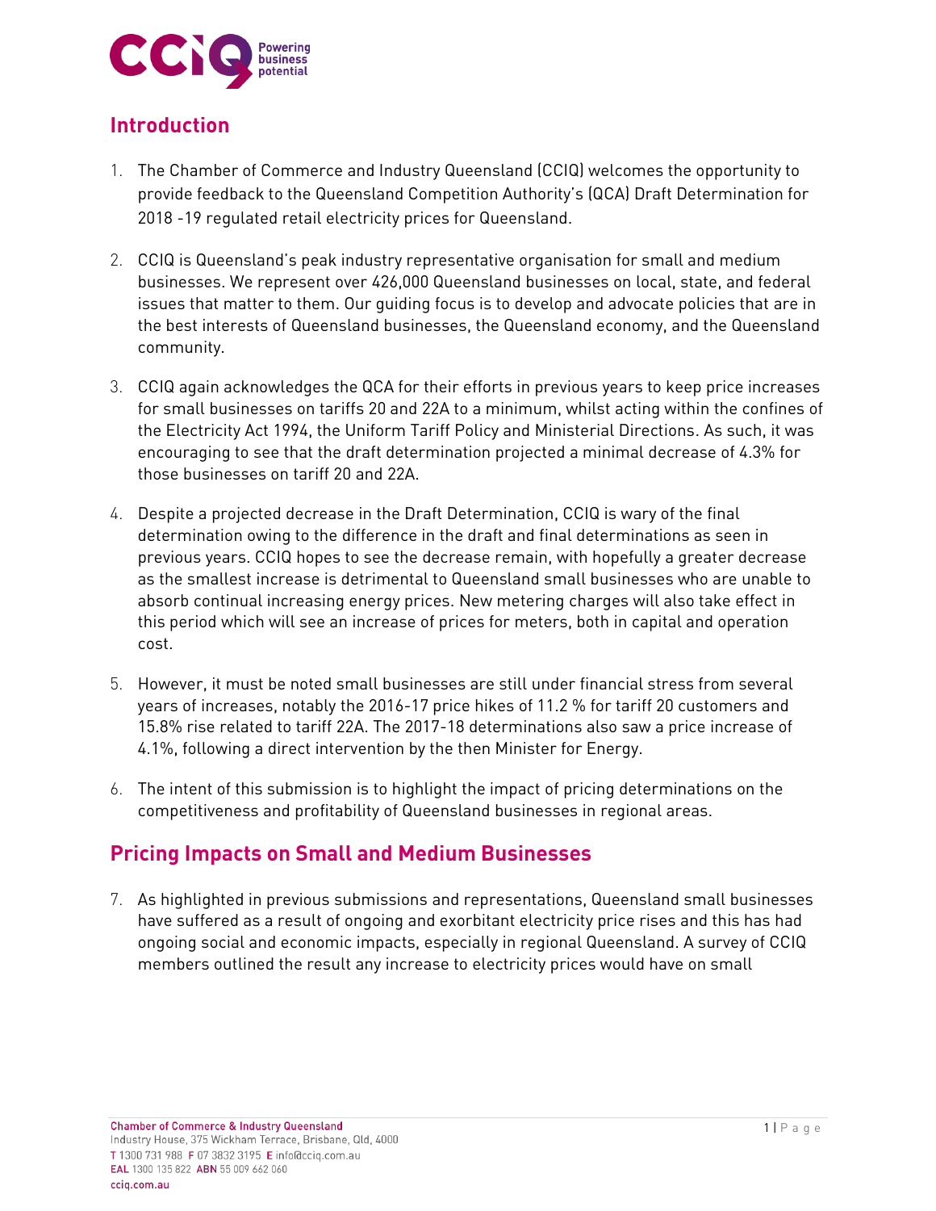## Introduction

1. The Chamber of Commerce and Industry Queensland (CCIQ) welcomes the opportunity to provide feedback to the Queensland Competition Authority's (QCA) Draft Determination for 2018 -19 regulated retail electricity prices for Queensland.

2. CCIQ is Queensland's peak industry representative organisation for small and medium businesses. We represent over 426,000 Queensland businesses on local, state, and federal issues that matter to them. Our guiding focus is to develop and advocate policies that are in the best interests of Queensland businesses, the Queensland economy, and the Queensland community.

3. CCIQ again acknowledges the QCA for their efforts in previous years to keep price increases for small businesses on tariffs 20 and 22A to a minimum, whilst acting within the confines of the Electricity Act 1994, the Uniform Tariff Policy and Ministerial Directions. As such, it was encouraging to see that the draft determination projected a minimal decrease of 4.3% for those businesses on tariff 20 and 22A.

4. Despite a projected decrease in the Draft Determination, CCIQ is wary of the final determination owing to the difference in the draft and final determinations as seen in previous years. CCIQ hopes to see the decrease remain, with hopefully a greater decrease as the smallest increase is detrimental to Queensland small businesses who are unable to absorb continual increasing energy prices. New metering charges will also take effect in this period which will see an increase of prices for meters, both in capital and operation cost.

5. However, it must be noted small businesses are still under financial stress from several years of increases, notably the 2016-17 price hikes of 11.2 % for tariff 20 customers and 15.8% rise related to tariff 22A. The 2017-18 determinations also saw a price increase of 4.1%, following a direct intervention by the then Minister for Energy.

6. The intent of this submission is to highlight the impact of pricing determinations on the competitiveness and profitability of Queensland businesses in regional areas.

## Pricing Impacts on Small and Medium Businesses

7. As highlighted in previous submissions and representations, Queensland small businesses have suffered as a result of ongoing and exorbitant electricity price rises and this has had ongoing social and economic impacts, especially in regional Queensland. A survey of CCIQ members outlined the result any increase to electricity prices would have on small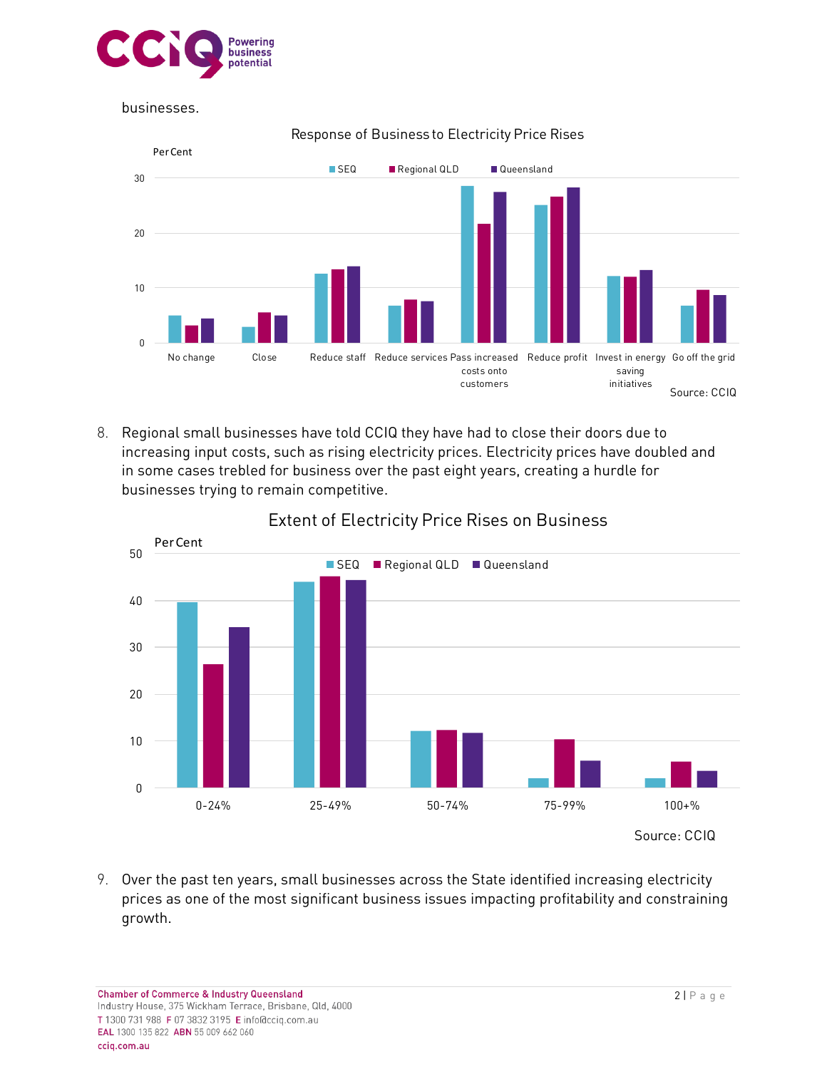businesses.

Response of Business to Electricity Price Rises

Per Cent

| | SEQ | Regional QLD | Queensland |
|---|---|---|---|
| No change | 5 | 3 | 4.5 |
| Close | 3 | 5.5 | 5 |
| Reduce staff | 12.5 | 13.5 | 14 |
| Reduce services | 7 | 8 | 7.5 |
| Pass increased costs onto customers | 28.5 | 21.5 | 27.5 |
| Reduce profit | 25 | 26.5 | 28 |
| Invest in energy saving initiatives | 12 | 12 | 13 |
| Go off the grid | 7 | 9.5 | 8.5 |

Source: CCIQ

8. Regional small businesses have told CCIQ they have had to close their doors due to increasing input costs, such as rising electricity prices. Electricity prices have doubled and in some cases trebled for business over the past eight years, creating a hurdle for businesses trying to remain competitive.

Extent of Electricity Price Rises on Business

Per Cent

| | SEQ | Regional QLD | Queensland |
|---|---|---|---|
| 0-24% | 39.5 | 26.5 | 34.5 |
| 25-49% | 44 | 45 | 44.5 |
| 50-74% | 12 | 12.5 | 12 |
| 75-99% | 2 | 10.5 | 6 |
| 100+% | 2 | 5.5 | 3.5 |

Source: CCIQ

9. Over the past ten years, small businesses across the State identified increasing electricity prices as one of the most significant business issues impacting profitability and constraining growth.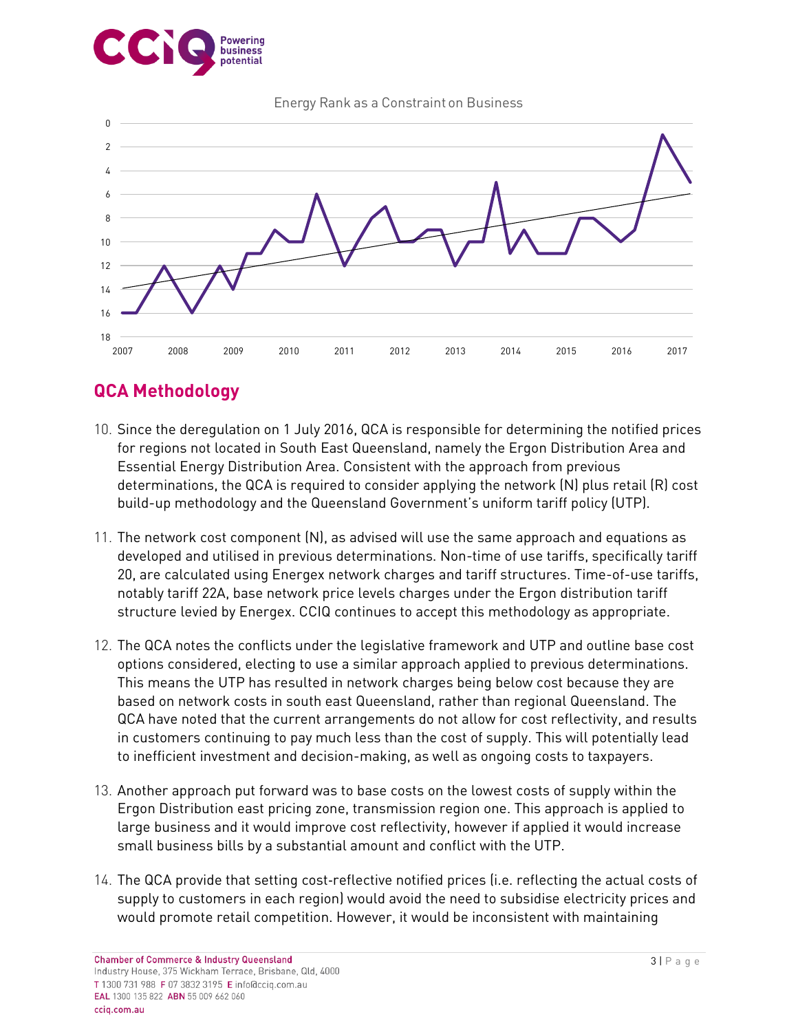Energy Rank as a Constraint on Business

## QCA Methodology

10. Since the deregulation on 1 July 2016, QCA is responsible for determining the notified prices for regions not located in South East Queensland, namely the Ergon Distribution Area and Essential Energy Distribution Area. Consistent with the approach from previous determinations, the QCA is required to consider applying the network (N) plus retail (R) cost build-up methodology and the Queensland Government's uniform tariff policy (UTP).

11. The network cost component (N), as advised will use the same approach and equations as developed and utilised in previous determinations. Non-time of use tariffs, specifically tariff 20, are calculated using Energex network charges and tariff structures. Time-of-use tariffs, notably tariff 22A, base network price levels charges under the Ergon distribution tariff structure levied by Energex. CCIQ continues to accept this methodology as appropriate.

12. The QCA notes the conflicts under the legislative framework and UTP and outline base cost options considered, electing to use a similar approach applied to previous determinations. This means the UTP has resulted in network charges being below cost because they are based on network costs in south east Queensland, rather than regional Queensland. The QCA have noted that the current arrangements do not allow for cost reflectivity, and results in customers continuing to pay much less than the cost of supply. This will potentially lead to inefficient investment and decision-making, as well as ongoing costs to taxpayers.

13. Another approach put forward was to base costs on the lowest costs of supply within the Ergon Distribution east pricing zone, transmission region one. This approach is applied to large business and it would improve cost reflectivity, however if applied it would increase small business bills by a substantial amount and conflict with the UTP.

14. The QCA provide that setting cost-reflective notified prices (i.e. reflecting the actual costs of supply to customers in each region) would avoid the need to subsidise electricity prices and would promote retail competition. However, it would be inconsistent with maintaining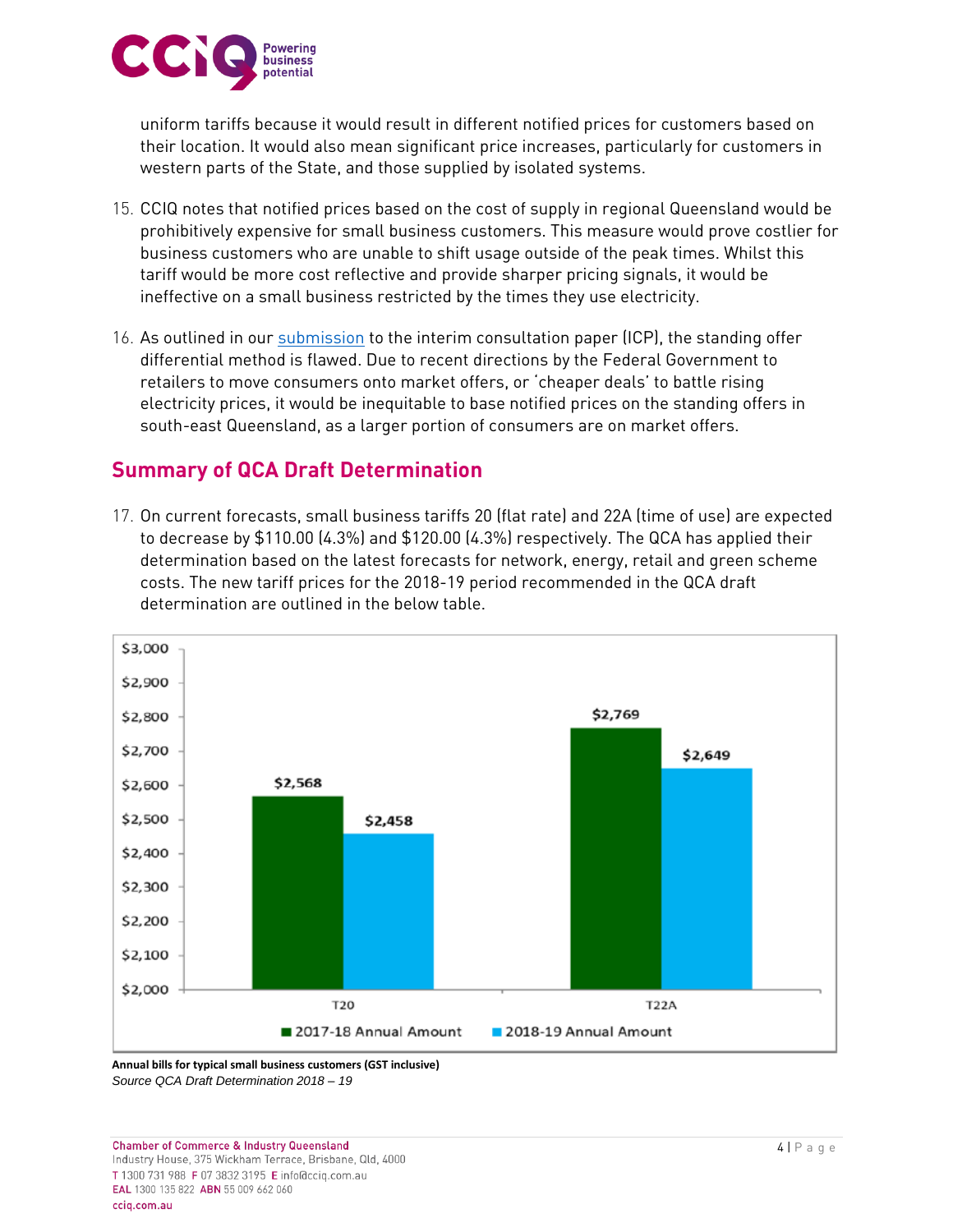uniform tariffs because it would result in different notified prices for customers based on their location. It would also mean significant price increases, particularly for customers in western parts of the State, and those supplied by isolated systems.

15. CCIQ notes that notified prices based on the cost of supply in regional Queensland would be prohibitively expensive for small business customers. This measure would prove costlier for business customers who are unable to shift usage outside of the peak times. Whilst this tariff would be more cost reflective and provide sharper pricing signals, it would be ineffective on a small business restricted by the times they use electricity.

16. As outlined in our submission to the interim consultation paper (ICP), the standing offer differential method is flawed. Due to recent directions by the Federal Government to retailers to move consumers onto market offers, or 'cheaper deals' to battle rising electricity prices, it would be inequitable to base notified prices on the standing offers in south-east Queensland, as a larger portion of consumers are on market offers.

## Summary of QCA Draft Determination

17. On current forecasts, small business tariffs 20 (flat rate) and 22A (time of use) are expected to decrease by $110.00 (4.3%) and $120.00 (4.3%) respectively. The QCA has applied their determination based on the latest forecasts for network, energy, retail and green scheme costs. The new tariff prices for the 2018-19 period recommended in the QCA draft determination are outlined in the below table.

| | 2017-18 Annual Amount | 2018-19 Annual Amount |
|---|---|---|
| T20 | $2,568 | $2,458 |
| T22A | $2,769 | $2,649 |

**Annual bills for typical small business customers (GST inclusive)**

*Source QCA Draft Determination 2018 – 19*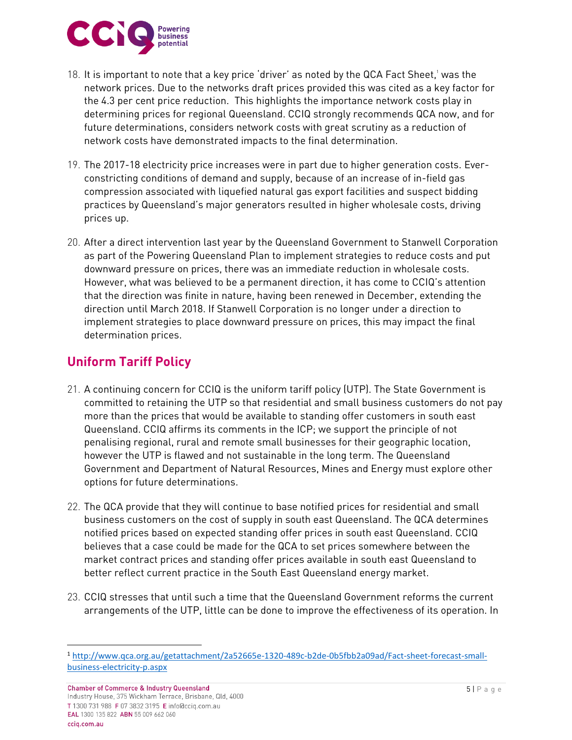18. It is important to note that a key price 'driver' as noted by the QCA Fact Sheet,[1] was the network prices. Due to the networks draft prices provided this was cited as a key factor for the 4.3 per cent price reduction. This highlights the importance network costs play in determining prices for regional Queensland. CCIQ strongly recommends QCA now, and for future determinations, considers network costs with great scrutiny as a reduction of network costs have demonstrated impacts to the final determination.

19. The 2017-18 electricity price increases were in part due to higher generation costs. Ever-constricting conditions of demand and supply, because of an increase of in-field gas compression associated with liquefied natural gas export facilities and suspect bidding practices by Queensland's major generators resulted in higher wholesale costs, driving prices up.

20. After a direct intervention last year by the Queensland Government to Stanwell Corporation as part of the Powering Queensland Plan to implement strategies to reduce costs and put downward pressure on prices, there was an immediate reduction in wholesale costs. However, what was believed to be a permanent direction, it has come to CCIQ's attention that the direction was finite in nature, having been renewed in December, extending the direction until March 2018. If Stanwell Corporation is no longer under a direction to implement strategies to place downward pressure on prices, this may impact the final determination prices.

## Uniform Tariff Policy

21. A continuing concern for CCIQ is the uniform tariff policy (UTP). The State Government is committed to retaining the UTP so that residential and small business customers do not pay more than the prices that would be available to standing offer customers in south east Queensland. CCIQ affirms its comments in the ICP; we support the principle of not penalising regional, rural and remote small businesses for their geographic location, however the UTP is flawed and not sustainable in the long term. The Queensland Government and Department of Natural Resources, Mines and Energy must explore other options for future determinations.

22. The QCA provide that they will continue to base notified prices for residential and small business customers on the cost of supply in south east Queensland. The QCA determines notified prices based on expected standing offer prices in south east Queensland. CCIQ believes that a case could be made for the QCA to set prices somewhere between the market contract prices and standing offer prices available in south east Queensland to better reflect current practice in the South East Queensland energy market.

23. CCIQ stresses that until such a time that the Queensland Government reforms the current arrangements of the UTP, little can be done to improve the effectiveness of its operation. In

---

[1] http://www.qca.org.au/getattachment/2a52665e-1320-489c-b2de-0b5fbb2a09ad/Fact-sheet-forecast-small-business-electricity-p.aspx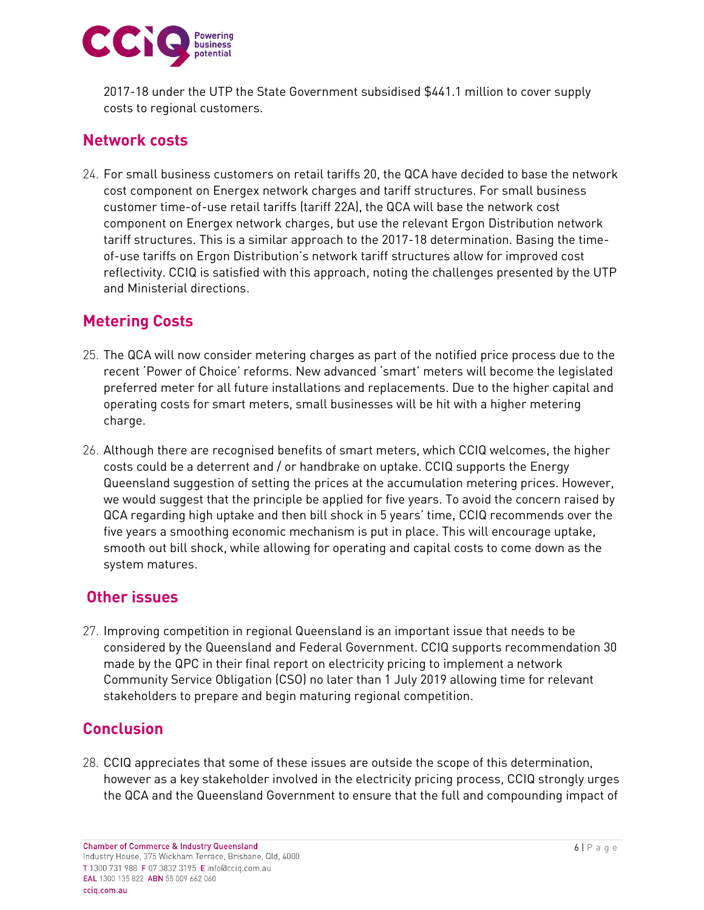2017-18 under the UTP the State Government subsidised $441.1 million to cover supply costs to regional customers.

## Network costs

24. For small business customers on retail tariffs 20, the QCA have decided to base the network cost component on Energex network charges and tariff structures. For small business customer time-of-use retail tariffs (tariff 22A), the QCA will base the network cost component on Energex network charges, but use the relevant Ergon Distribution network tariff structures. This is a similar approach to the 2017-18 determination. Basing the time-of-use tariffs on Ergon Distribution's network tariff structures allow for improved cost reflectivity. CCIQ is satisfied with this approach, noting the challenges presented by the UTP and Ministerial directions.

## Metering Costs

25. The QCA will now consider metering charges as part of the notified price process due to the recent 'Power of Choice' reforms. New advanced 'smart' meters will become the legislated preferred meter for all future installations and replacements. Due to the higher capital and operating costs for smart meters, small businesses will be hit with a higher metering charge.

26. Although there are recognised benefits of smart meters, which CCIQ welcomes, the higher costs could be a deterrent and / or handbrake on uptake. CCIQ supports the Energy Queensland suggestion of setting the prices at the accumulation metering prices. However, we would suggest that the principle be applied for five years. To avoid the concern raised by QCA regarding high uptake and then bill shock in 5 years' time, CCIQ recommends over the five years a smoothing economic mechanism is put in place. This will encourage uptake, smooth out bill shock, while allowing for operating and capital costs to come down as the system matures.

## Other issues

27. Improving competition in regional Queensland is an important issue that needs to be considered by the Queensland and Federal Government. CCIQ supports recommendation 30 made by the QPC in their final report on electricity pricing to implement a network Community Service Obligation (CSO) no later than 1 July 2019 allowing time for relevant stakeholders to prepare and begin maturing regional competition.

## Conclusion

28. CCIQ appreciates that some of these issues are outside the scope of this determination, however as a key stakeholder involved in the electricity pricing process, CCIQ strongly urges the QCA and the Queensland Government to ensure that the full and compounding impact of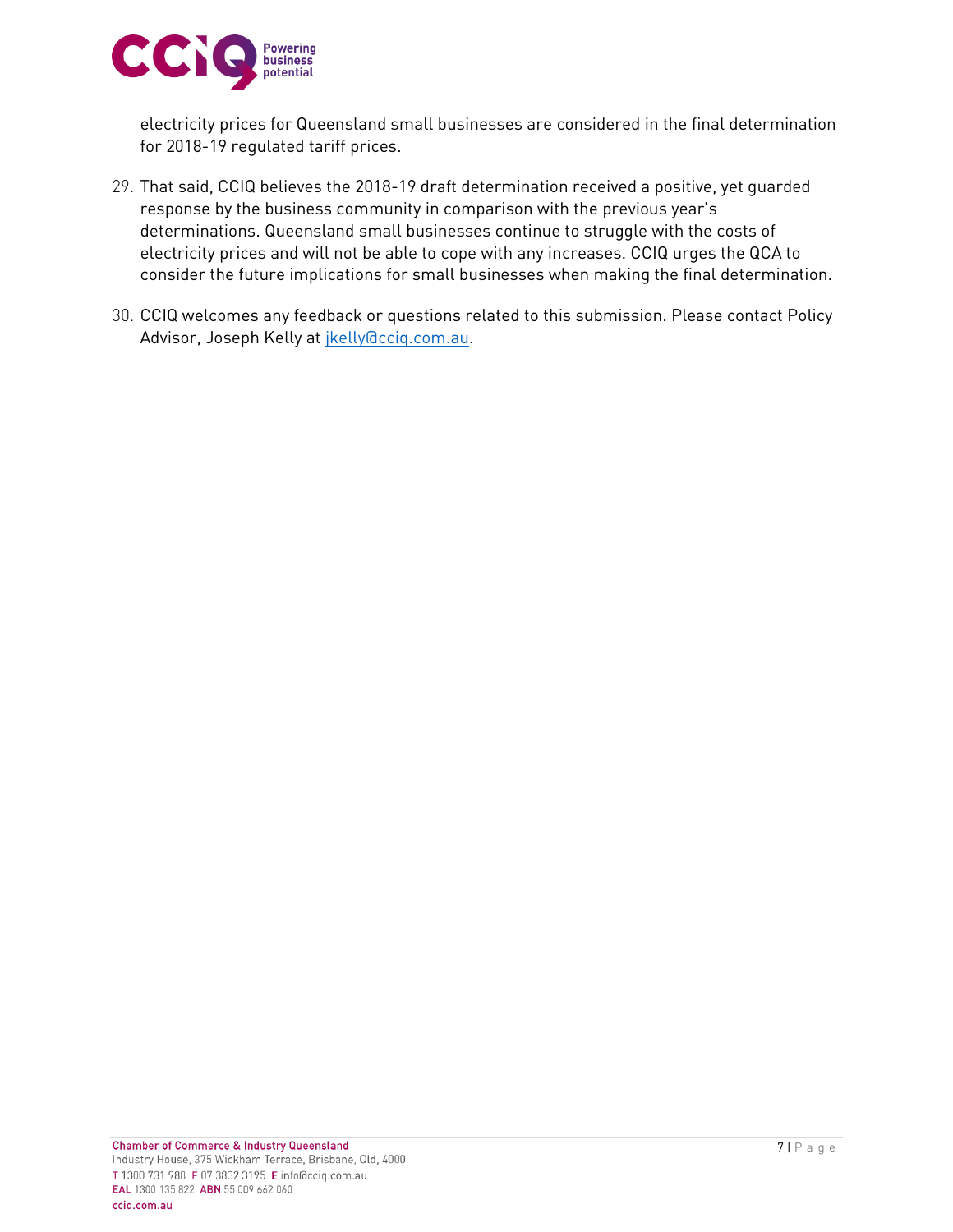electricity prices for Queensland small businesses are considered in the final determination for 2018-19 regulated tariff prices.

29. That said, CCIQ believes the 2018-19 draft determination received a positive, yet guarded response by the business community in comparison with the previous year's determinations. Queensland small businesses continue to struggle with the costs of electricity prices and will not be able to cope with any increases. CCIQ urges the QCA to consider the future implications for small businesses when making the final determination.

30. CCIQ welcomes any feedback or questions related to this submission. Please contact Policy Advisor, Joseph Kelly at jkelly@cciq.com.au.